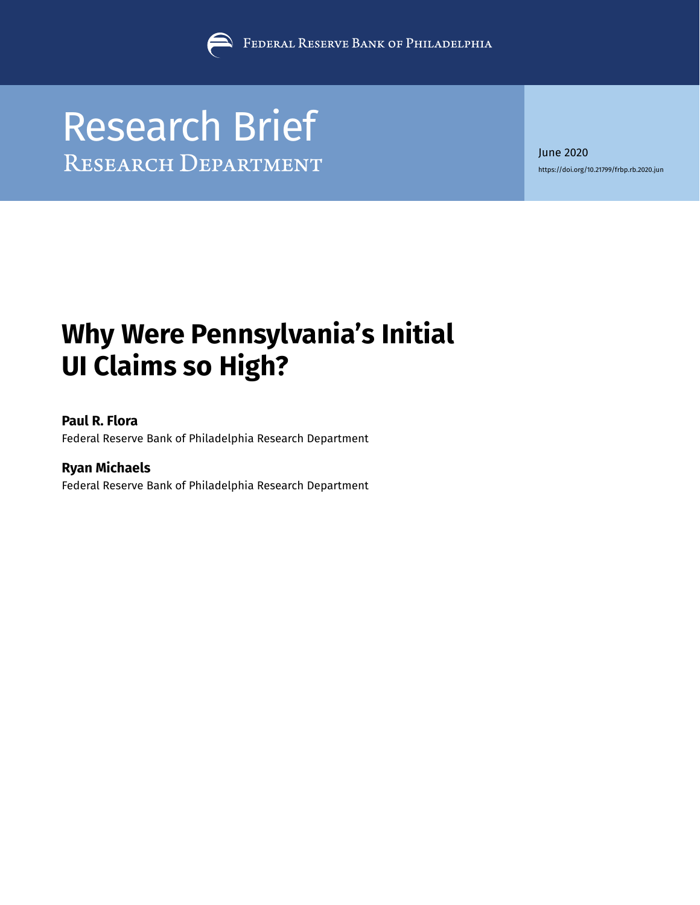Federal Reserve Bank of Philadelphia

# Research Brief

Research Department

June 2020

https://doi.org/10.21799/frbp.rb.2020.jun

# Why Were Pennsylvania's Initial UI Claims so High?

**Paul R. Flora**
Federal Reserve Bank of Philadelphia Research Department

**Ryan Michaels**
Federal Reserve Bank of Philadelphia Research Department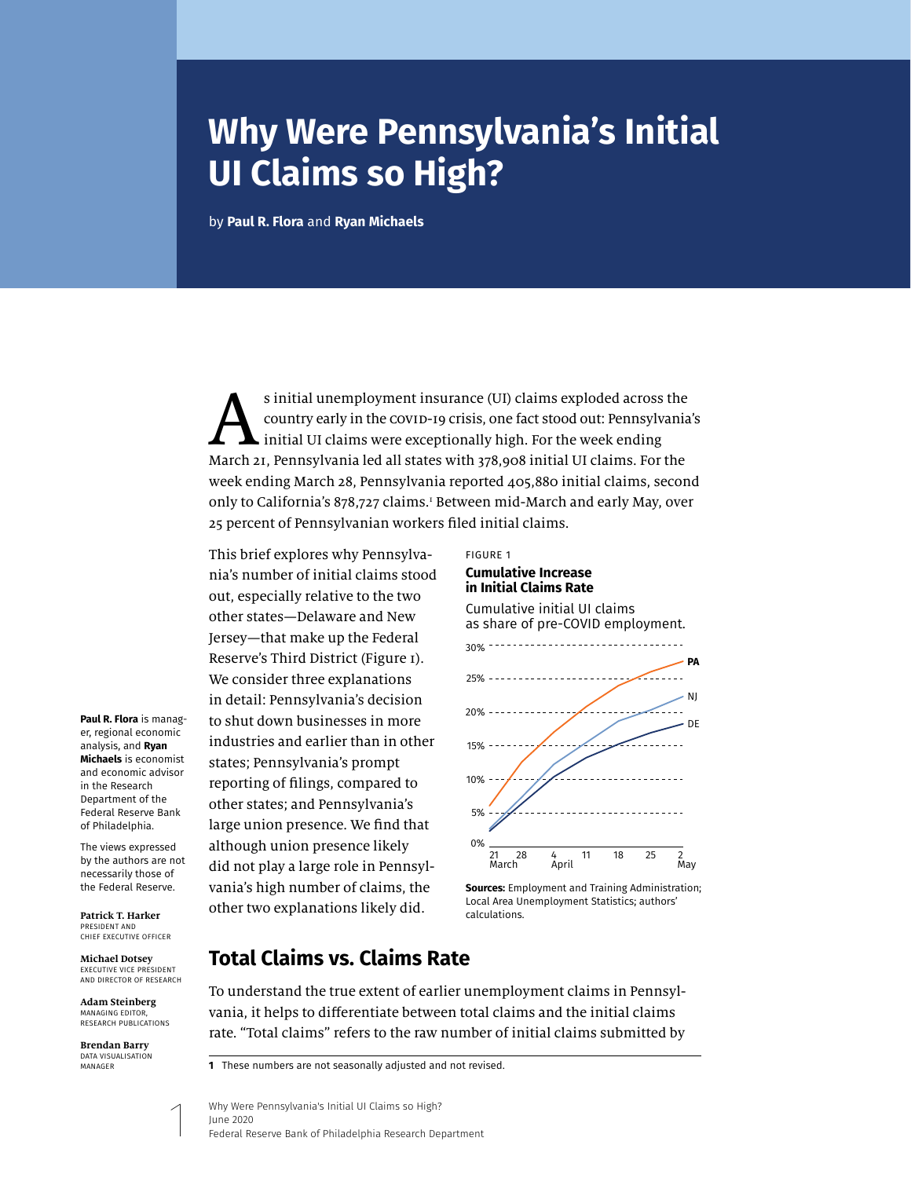# Why Were Pennsylvania's Initial UI Claims so High?

by **Paul R. Flora** and **Ryan Michaels**

As initial unemployment insurance (UI) claims exploded across the country early in the COVID-19 crisis, one fact stood out: Pennsylvania's initial UI claims were exceptionally high. For the week ending March 21, Pennsylvania led all states with 378,908 initial UI claims. For the week ending March 28, Pennsylvania reported 405,880 initial claims, second only to California's 878,727 claims.[1] Between mid-March and early May, over 25 percent of Pennsylvanian workers filed initial claims.

This brief explores why Pennsylvania's number of initial claims stood out, especially relative to the two other states—Delaware and New Jersey—that make up the Federal Reserve's Third District (Figure 1). We consider three explanations in detail: Pennsylvania's decision to shut down businesses in more industries and earlier than in other states; Pennsylvania's prompt reporting of filings, compared to other states; and Pennsylvania's large union presence. We find that although union presence likely did not play a large role in Pennsylvania's high number of claims, the other two explanations likely did.

FIGURE 1

**Cumulative Increase in Initial Claims Rate**

Cumulative initial UI claims as share of pre-COVID employment.

**Sources:** Employment and Training Administration; Local Area Unemployment Statistics; authors' calculations.

**Paul R. Flora** is manager, regional economic analysis, and **Ryan Michaels** is economist and economic advisor in the Research Department of the Federal Reserve Bank of Philadelphia.

The views expressed by the authors are not necessarily those of the Federal Reserve.

**Patrick T. Harker**
PRESIDENT AND CHIEF EXECUTIVE OFFICER

**Michael Dotsey**
EXECUTIVE VICE PRESIDENT AND DIRECTOR OF RESEARCH

**Adam Steinberg**
MANAGING EDITOR, RESEARCH PUBLICATIONS

**Brendan Barry**
DATA VISUALISATION MANAGER

## Total Claims vs. Claims Rate

To understand the true extent of earlier unemployment claims in Pennsylvania, it helps to differentiate between total claims and the initial claims rate. "Total claims" refers to the raw number of initial claims submitted by

---

**1** These numbers are not seasonally adjusted and not revised.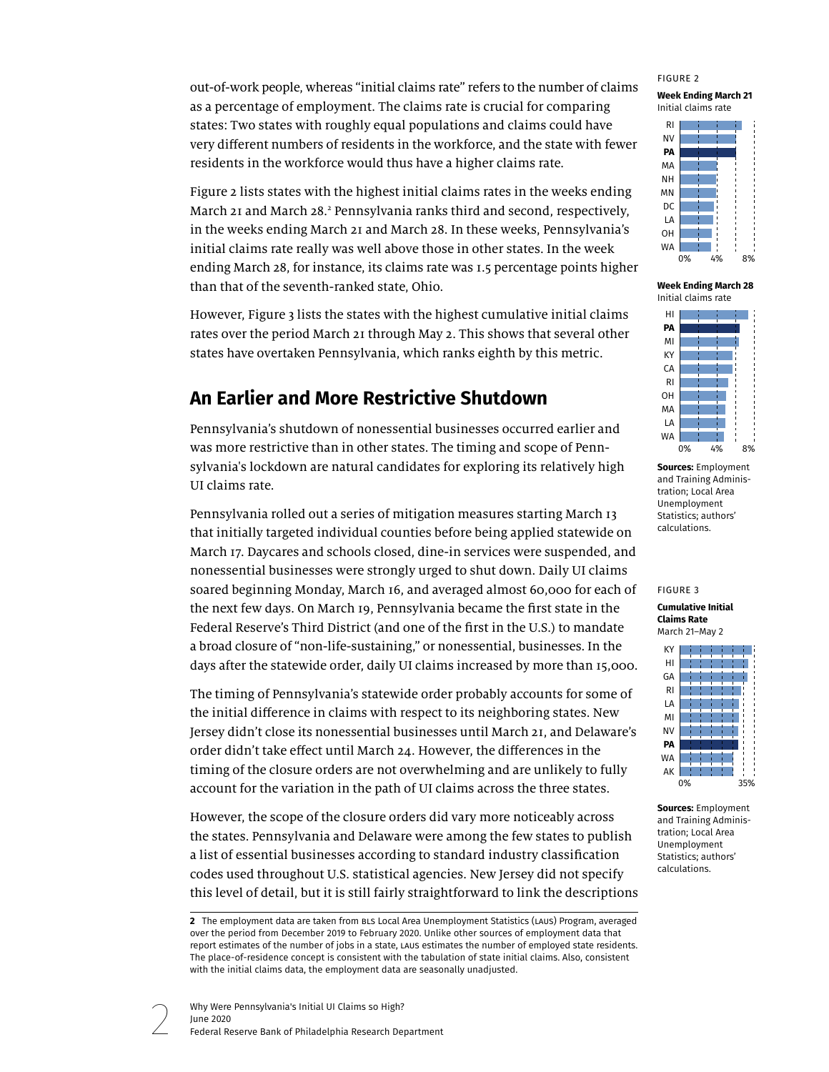out-of-work people, whereas "initial claims rate" refers to the number of claims as a percentage of employment. The claims rate is crucial for comparing states: Two states with roughly equal populations and claims could have very different numbers of residents in the workforce, and the state with fewer residents in the workforce would thus have a higher claims rate.

Figure 2 lists states with the highest initial claims rates in the weeks ending March 21 and March 28.[2] Pennsylvania ranks third and second, respectively, in the weeks ending March 21 and March 28. In these weeks, Pennsylvania's initial claims rate really was well above those in other states. In the week ending March 28, for instance, its claims rate was 1.5 percentage points higher than that of the seventh-ranked state, Ohio.

However, Figure 3 lists the states with the highest cumulative initial claims rates over the period March 21 through May 2. This shows that several other states have overtaken Pennsylvania, which ranks eighth by this metric.

## An Earlier and More Restrictive Shutdown

Pennsylvania's shutdown of nonessential businesses occurred earlier and was more restrictive than in other states. The timing and scope of Pennsylvania's lockdown are natural candidates for exploring its relatively high UI claims rate.

Pennsylvania rolled out a series of mitigation measures starting March 13 that initially targeted individual counties before being applied statewide on March 17. Daycares and schools closed, dine-in services were suspended, and nonessential businesses were strongly urged to shut down. Daily UI claims soared beginning Monday, March 16, and averaged almost 60,000 for each of the next few days. On March 19, Pennsylvania became the first state in the Federal Reserve's Third District (and one of the first in the U.S.) to mandate a broad closure of "non-life-sustaining," or nonessential, businesses. In the days after the statewide order, daily UI claims increased by more than 15,000.

The timing of Pennsylvania's statewide order probably accounts for some of the initial difference in claims with respect to its neighboring states. New Jersey didn't close its nonessential businesses until March 21, and Delaware's order didn't take effect until March 24. However, the differences in the timing of the closure orders are not overwhelming and are unlikely to fully account for the variation in the path of UI claims across the three states.

However, the scope of the closure orders did vary more noticeably across the states. Pennsylvania and Delaware were among the few states to publish a list of essential businesses according to standard industry classification codes used throughout U.S. statistical agencies. New Jersey did not specify this level of detail, but it is still fairly straightforward to link the descriptions

FIGURE 2

**Week Ending March 21**
Initial claims rate

RI, NV, **PA**, MA, NH, MN, DC, LA, OH, WA (axis: 0%, 4%, 8%)

**Week Ending March 28**
Initial claims rate

HI, **PA**, MI, KY, CA, RI, OH, MA, LA, WA (axis: 0%, 4%, 8%)

**Sources:** Employment and Training Administration; Local Area Unemployment Statistics; authors' calculations.

FIGURE 3

**Cumulative Initial Claims Rate**
March 21–May 2

KY, HI, GA, RI, LA, MI, NV, **PA**, WA, AK (axis: 0%, 35%)

**Sources:** Employment and Training Administration; Local Area Unemployment Statistics; authors' calculations.

---

**2** The employment data are taken from BLS Local Area Unemployment Statistics (LAUS) Program, averaged over the period from December 2019 to February 2020. Unlike other sources of employment data that report estimates of the number of jobs in a state, LAUS estimates the number of employed state residents. The place-of-residence concept is consistent with the tabulation of state initial claims. Also, consistent with the initial claims data, the employment data are seasonally unadjusted.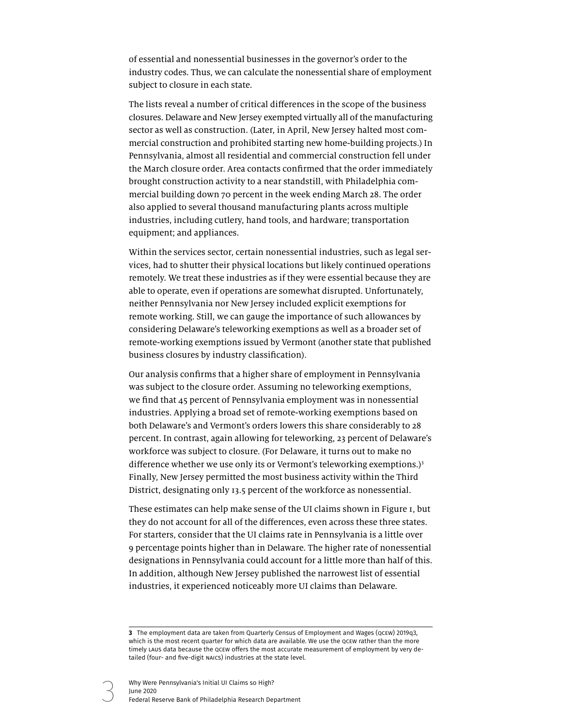of essential and nonessential businesses in the governor's order to the industry codes. Thus, we can calculate the nonessential share of employment subject to closure in each state.

The lists reveal a number of critical differences in the scope of the business closures. Delaware and New Jersey exempted virtually all of the manufacturing sector as well as construction. (Later, in April, New Jersey halted most commercial construction and prohibited starting new home-building projects.) In Pennsylvania, almost all residential and commercial construction fell under the March closure order. Area contacts confirmed that the order immediately brought construction activity to a near standstill, with Philadelphia commercial building down 70 percent in the week ending March 28. The order also applied to several thousand manufacturing plants across multiple industries, including cutlery, hand tools, and hardware; transportation equipment; and appliances.

Within the services sector, certain nonessential industries, such as legal services, had to shutter their physical locations but likely continued operations remotely. We treat these industries as if they were essential because they are able to operate, even if operations are somewhat disrupted. Unfortunately, neither Pennsylvania nor New Jersey included explicit exemptions for remote working. Still, we can gauge the importance of such allowances by considering Delaware's teleworking exemptions as well as a broader set of remote-working exemptions issued by Vermont (another state that published business closures by industry classification).

Our analysis confirms that a higher share of employment in Pennsylvania was subject to the closure order. Assuming no teleworking exemptions, we find that 45 percent of Pennsylvania employment was in nonessential industries. Applying a broad set of remote-working exemptions based on both Delaware's and Vermont's orders lowers this share considerably to 28 percent. In contrast, again allowing for teleworking, 23 percent of Delaware's workforce was subject to closure. (For Delaware, it turns out to make no difference whether we use only its or Vermont's teleworking exemptions.)[3] Finally, New Jersey permitted the most business activity within the Third District, designating only 13.5 percent of the workforce as nonessential.

These estimates can help make sense of the UI claims shown in Figure 1, but they do not account for all of the differences, even across these three states. For starters, consider that the UI claims rate in Pennsylvania is a little over 9 percentage points higher than in Delaware. The higher rate of nonessential designations in Pennsylvania could account for a little more than half of this. In addition, although New Jersey published the narrowest list of essential industries, it experienced noticeably more UI claims than Delaware.

---

**3** The employment data are taken from Quarterly Census of Employment and Wages (QCEW) 2019q3, which is the most recent quarter for which data are available. We use the QCEW rather than the more timely LAUS data because the QCEW offers the most accurate measurement of employment by very detailed (four- and five-digit NAICS) industries at the state level.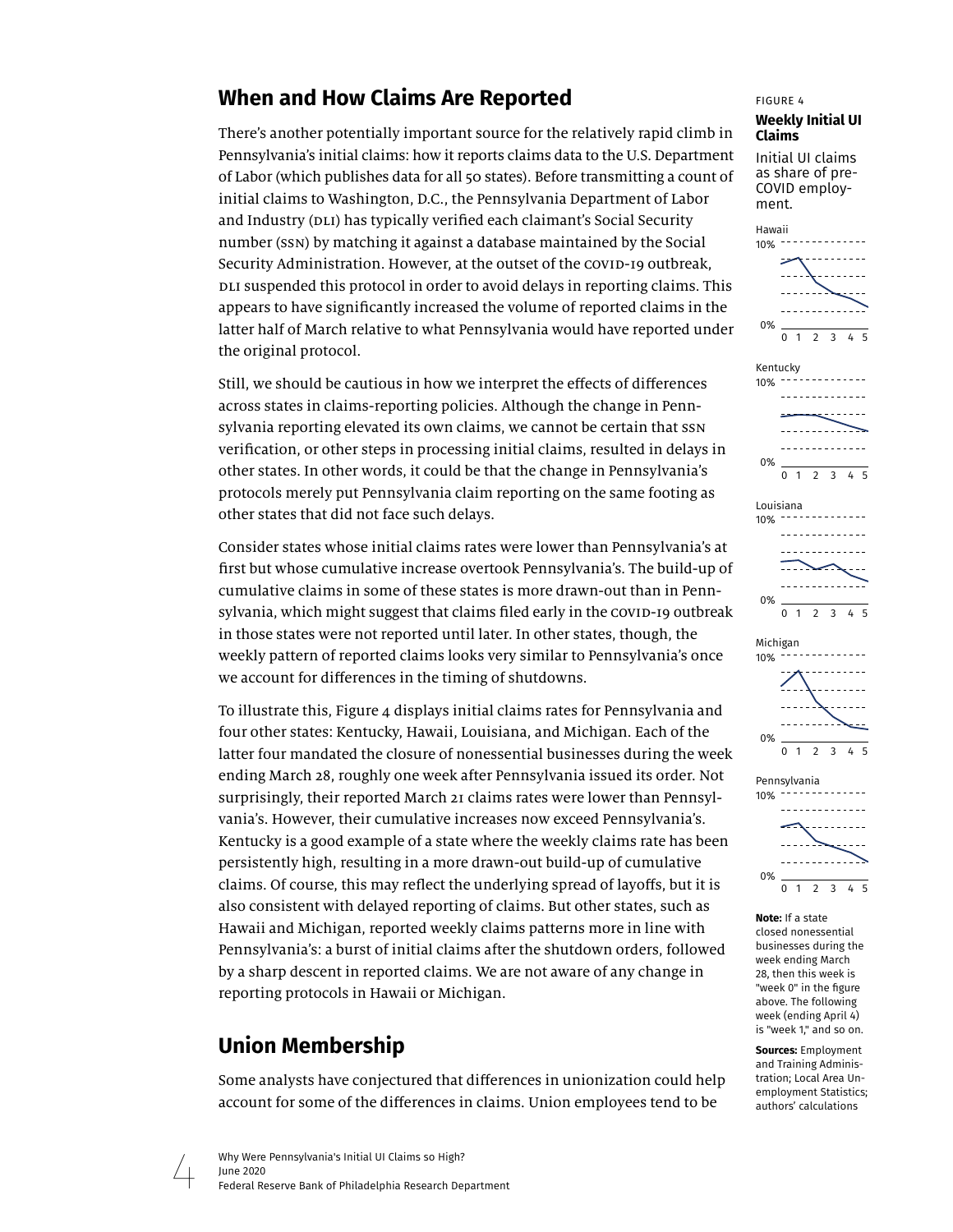## When and How Claims Are Reported

There's another potentially important source for the relatively rapid climb in Pennsylvania's initial claims: how it reports claims data to the U.S. Department of Labor (which publishes data for all 50 states). Before transmitting a count of initial claims to Washington, D.C., the Pennsylvania Department of Labor and Industry (DLI) has typically verified each claimant's Social Security number (SSN) by matching it against a database maintained by the Social Security Administration. However, at the outset of the COVID-19 outbreak, DLI suspended this protocol in order to avoid delays in reporting claims. This appears to have significantly increased the volume of reported claims in the latter half of March relative to what Pennsylvania would have reported under the original protocol.

Still, we should be cautious in how we interpret the effects of differences across states in claims-reporting policies. Although the change in Pennsylvania reporting elevated its own claims, we cannot be certain that SSN verification, or other steps in processing initial claims, resulted in delays in other states. In other words, it could be that the change in Pennsylvania's protocols merely put Pennsylvania claim reporting on the same footing as other states that did not face such delays.

Consider states whose initial claims rates were lower than Pennsylvania's at first but whose cumulative increase overtook Pennsylvania's. The build-up of cumulative claims in some of these states is more drawn-out than in Pennsylvania, which might suggest that claims filed early in the COVID-19 outbreak in those states were not reported until later. In other states, though, the weekly pattern of reported claims looks very similar to Pennsylvania's once we account for differences in the timing of shutdowns.

To illustrate this, Figure 4 displays initial claims rates for Pennsylvania and four other states: Kentucky, Hawaii, Louisiana, and Michigan. Each of the latter four mandated the closure of nonessential businesses during the week ending March 28, roughly one week after Pennsylvania issued its order. Not surprisingly, their reported March 21 claims rates were lower than Pennsylvania's. However, their cumulative increases now exceed Pennsylvania's. Kentucky is a good example of a state where the weekly claims rate has been persistently high, resulting in a more drawn-out build-up of cumulative claims. Of course, this may reflect the underlying spread of layoffs, but it is also consistent with delayed reporting of claims. But other states, such as Hawaii and Michigan, reported weekly claims patterns more in line with Pennsylvania's: a burst of initial claims after the shutdown orders, followed by a sharp descent in reported claims. We are not aware of any change in reporting protocols in Hawaii or Michigan.

FIGURE 4

**Weekly Initial UI Claims**

Initial UI claims as share of pre-COVID employment.

**Note:** If a state closed nonessential businesses during the week ending March 28, then this week is "week 0" in the figure above. The following week (ending April 4) is "week 1," and so on.

**Sources:** Employment and Training Administration; Local Area Unemployment Statistics; authors' calculations

## Union Membership

Some analysts have conjectured that differences in unionization could help account for some of the differences in claims. Union employees tend to be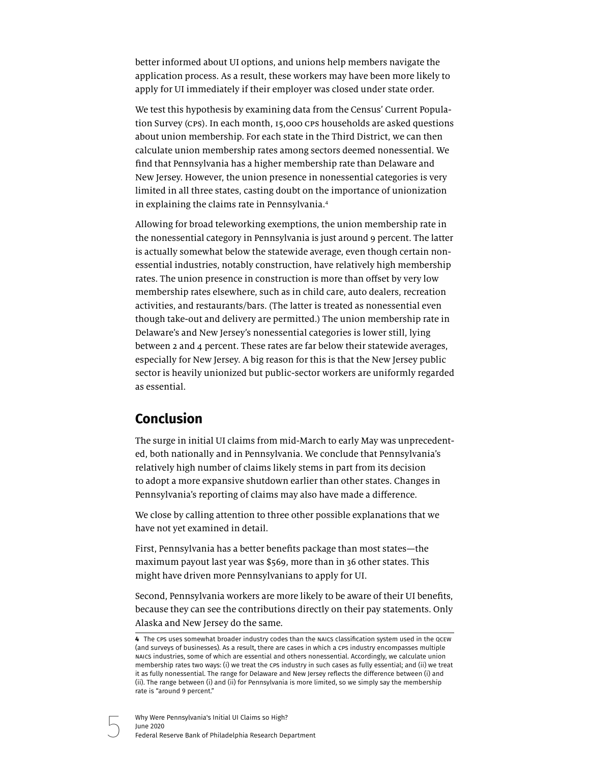better informed about UI options, and unions help members navigate the application process. As a result, these workers may have been more likely to apply for UI immediately if their employer was closed under state order.

We test this hypothesis by examining data from the Census' Current Population Survey (CPS). In each month, 15,000 CPS households are asked questions about union membership. For each state in the Third District, we can then calculate union membership rates among sectors deemed nonessential. We find that Pennsylvania has a higher membership rate than Delaware and New Jersey. However, the union presence in nonessential categories is very limited in all three states, casting doubt on the importance of unionization in explaining the claims rate in Pennsylvania.[4]

Allowing for broad teleworking exemptions, the union membership rate in the nonessential category in Pennsylvania is just around 9 percent. The latter is actually somewhat below the statewide average, even though certain nonessential industries, notably construction, have relatively high membership rates. The union presence in construction is more than offset by very low membership rates elsewhere, such as in child care, auto dealers, recreation activities, and restaurants/bars. (The latter is treated as nonessential even though take-out and delivery are permitted.) The union membership rate in Delaware's and New Jersey's nonessential categories is lower still, lying between 2 and 4 percent. These rates are far below their statewide averages, especially for New Jersey. A big reason for this is that the New Jersey public sector is heavily unionized but public-sector workers are uniformly regarded as essential.

## Conclusion

The surge in initial UI claims from mid-March to early May was unprecedented, both nationally and in Pennsylvania. We conclude that Pennsylvania's relatively high number of claims likely stems in part from its decision to adopt a more expansive shutdown earlier than other states. Changes in Pennsylvania's reporting of claims may also have made a difference.

We close by calling attention to three other possible explanations that we have not yet examined in detail.

First, Pennsylvania has a better benefits package than most states—the maximum payout last year was $569, more than in 36 other states. This might have driven more Pennsylvanians to apply for UI.

Second, Pennsylvania workers are more likely to be aware of their UI benefits, because they can see the contributions directly on their pay statements. Only Alaska and New Jersey do the same.

---

**4** The CPS uses somewhat broader industry codes than the NAICS classification system used in the QCEW (and surveys of businesses). As a result, there are cases in which a CPS industry encompasses multiple NAICS industries, some of which are essential and others nonessential. Accordingly, we calculate union membership rates two ways: (i) we treat the CPS industry in such cases as fully essential; and (ii) we treat it as fully nonessential. The range for Delaware and New Jersey reflects the difference between (i) and (ii). The range between (i) and (ii) for Pennsylvania is more limited, so we simply say the membership rate is "around 9 percent."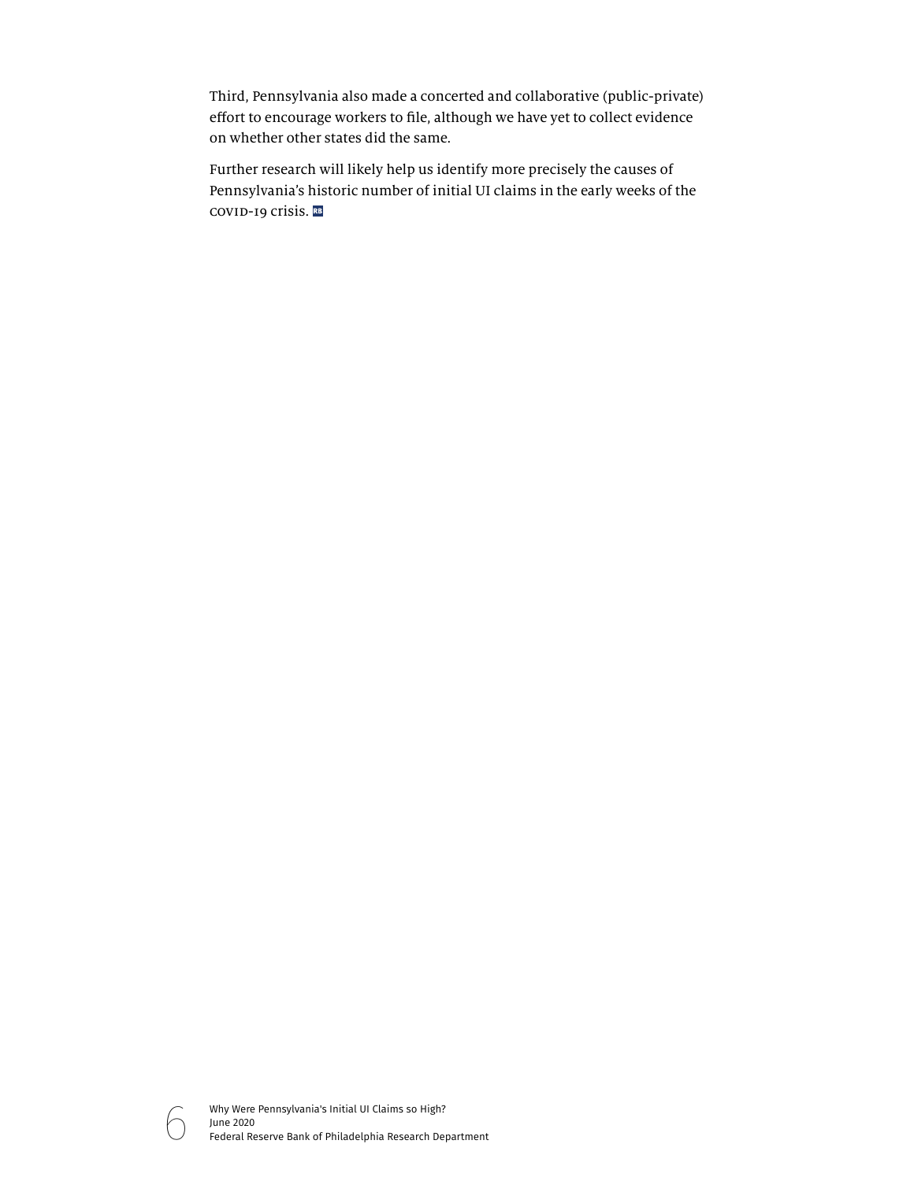Third, Pennsylvania also made a concerted and collaborative (public-private) effort to encourage workers to file, although we have yet to collect evidence on whether other states did the same.

Further research will likely help us identify more precisely the causes of Pennsylvania's historic number of initial UI claims in the early weeks of the COVID-19 crisis.